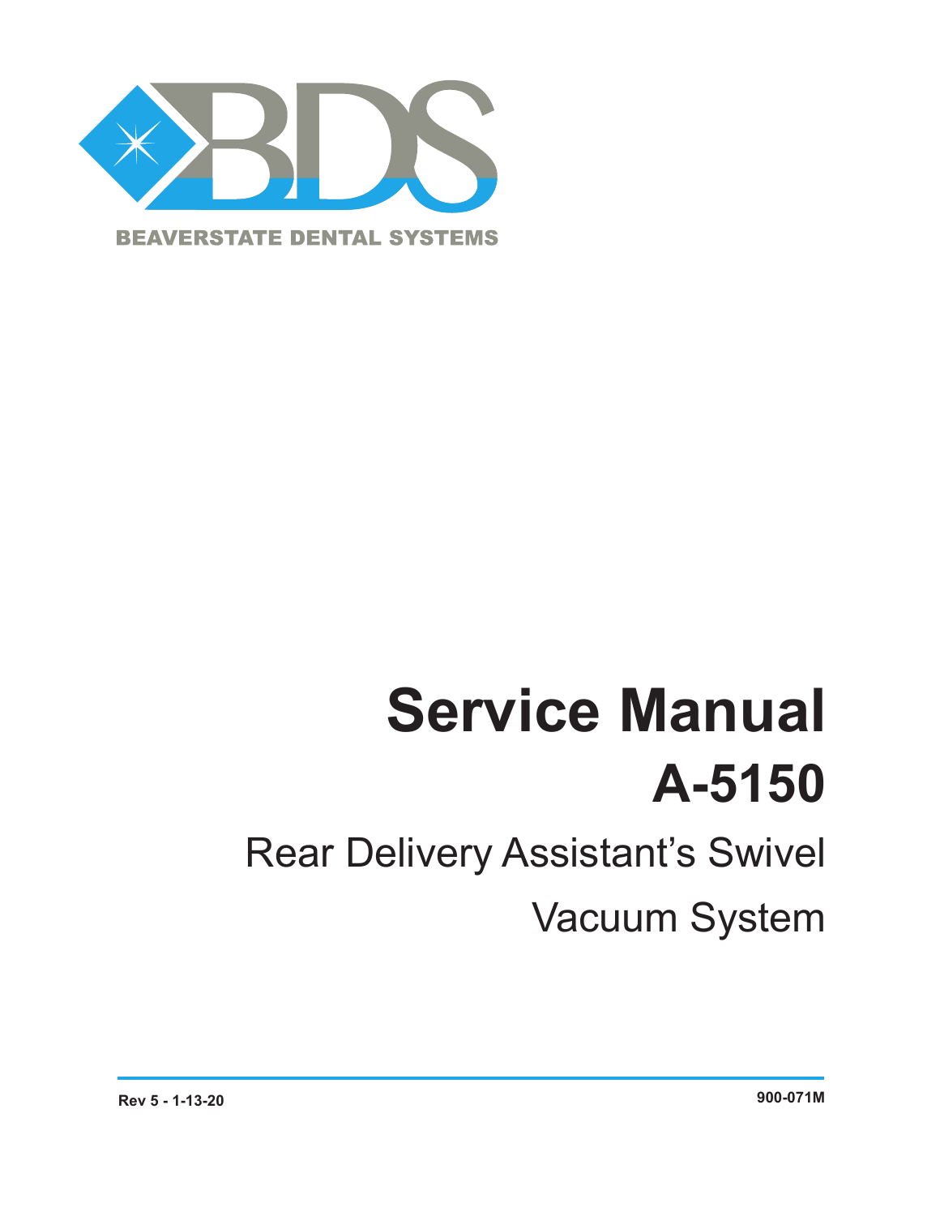BDS

BEAVERSTATE DENTAL SYSTEMS

# Service Manual

# A-5150

## Rear Delivery Assistant's Swivel Vacuum System

Rev 5 - 1-13-20

900-071M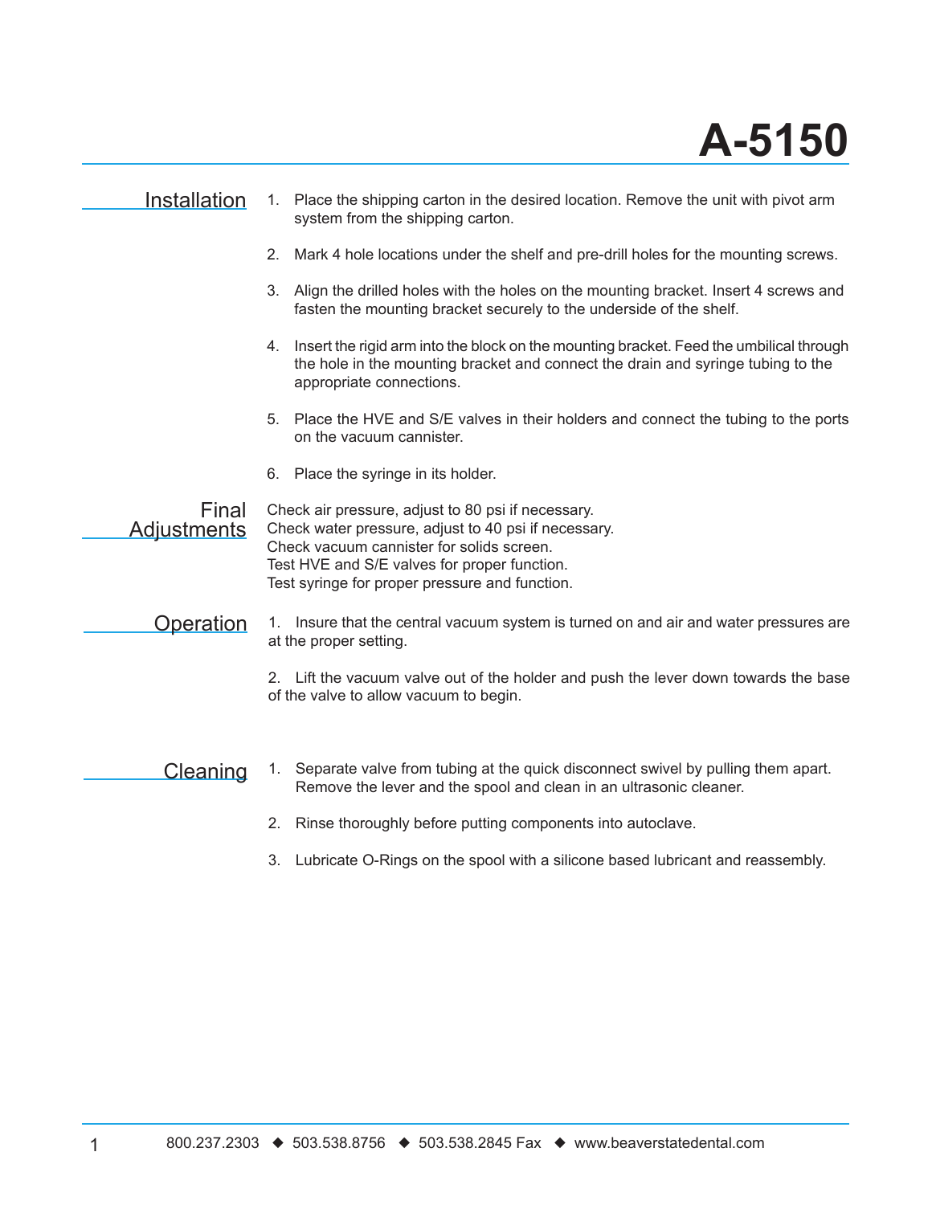# A-5150

## Installation

1. Place the shipping carton in the desired location. Remove the unit with pivot arm system from the shipping carton.

2. Mark 4 hole locations under the shelf and pre-drill holes for the mounting screws.

3. Align the drilled holes with the holes on the mounting bracket. Insert 4 screws and fasten the mounting bracket securely to the underside of the shelf.

4. Insert the rigid arm into the block on the mounting bracket. Feed the umbilical through the hole in the mounting bracket and connect the drain and syringe tubing to the appropriate connections.

5. Place the HVE and S/E valves in their holders and connect the tubing to the ports on the vacuum cannister.

6. Place the syringe in its holder.

## Final Adjustments

Check air pressure, adjust to 80 psi if necessary.
Check water pressure, adjust to 40 psi if necessary.
Check vacuum cannister for solids screen.
Test HVE and S/E valves for proper function.
Test syringe for proper pressure and function.

## Operation

1. Insure that the central vacuum system is turned on and air and water pressures are at the proper setting.

2. Lift the vacuum valve out of the holder and push the lever down towards the base of the valve to allow vacuum to begin.

## Cleaning

1. Separate valve from tubing at the quick disconnect swivel by pulling them apart. Remove the lever and the spool and clean in an ultrasonic cleaner.

2. Rinse thoroughly before putting components into autoclave.

3. Lubricate O-Rings on the spool with a silicone based lubricant and reassembly.

800.237.2303 ◆ 503.538.8756 ◆ 503.538.2845 Fax ◆ www.beaverstatedental.com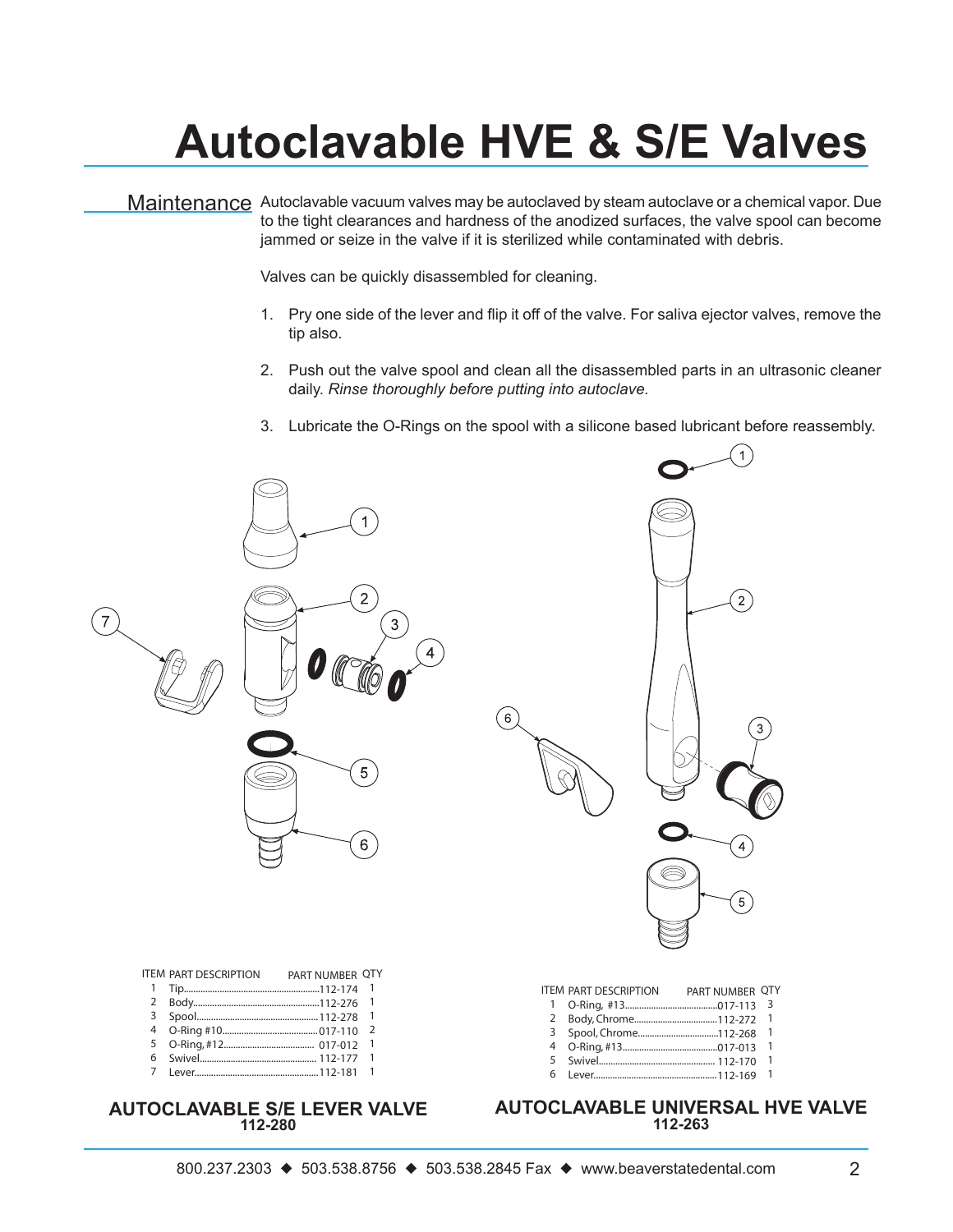# Autoclavable HVE & S/E Valves

## Maintenance

Autoclavable vacuum valves may be autoclaved by steam autoclave or a chemical vapor. Due to the tight clearances and hardness of the anodized surfaces, the valve spool can become jammed or seize in the valve if it is sterilized while contaminated with debris.

Valves can be quickly disassembled for cleaning.

1. Pry one side of the lever and flip it off of the valve. For saliva ejector valves, remove the tip also.
2. Push out the valve spool and clean all the disassembled parts in an ultrasonic cleaner daily. *Rinse thoroughly before putting into autoclave.*
3. Lubricate the O-Rings on the spool with a silicone based lubricant before reassembly.

| ITEM | PART DESCRIPTION | PART NUMBER | QTY |
|---|---|---|---|
| 1 | Tip | 112-174 | 1 |
| 2 | Body | 112-276 | 1 |
| 3 | Spool | 112-278 | 1 |
| 4 | O-Ring #10 | 017-110 | 2 |
| 5 | O-Ring, #12 | 017-012 | 1 |
| 6 | Swivel | 112-177 | 1 |
| 7 | Lever | 112-181 | 1 |

**AUTOCLAVABLE S/E LEVER VALVE**
**112-280**

| ITEM | PART DESCRIPTION | PART NUMBER | QTY |
|---|---|---|---|
| 1 | O-Ring, #13 | 017-113 | 3 |
| 2 | Body, Chrome | 112-272 | 1 |
| 3 | Spool, Chrome | 112-268 | 1 |
| 4 | O-Ring, #13 | 017-013 | 1 |
| 5 | Swivel | 112-170 | 1 |
| 6 | Lever | 112-169 | 1 |

**AUTOCLAVABLE UNIVERSAL HVE VALVE**
**112-263**

800.237.2303 ◆ 503.538.8756 ◆ 503.538.2845 Fax ◆ www.beaverstatedental.com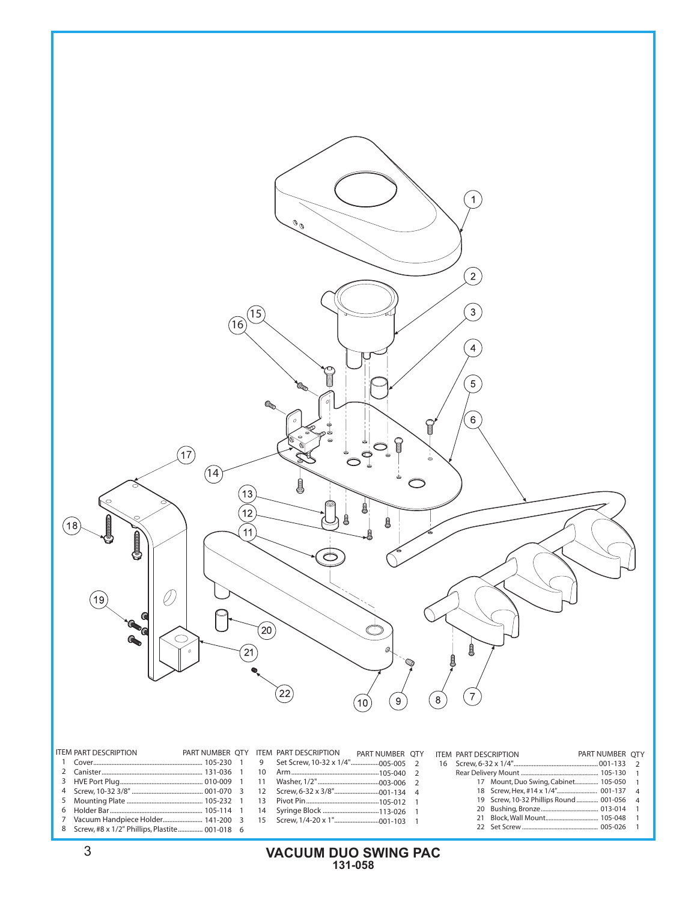| ITEM | PART DESCRIPTION | PART NUMBER | QTY |
|---|---|---|---|
| 1 | Cover | 105-230 | 1 |
| 2 | Canister | 131-036 | 1 |
| 3 | HVE Port Plug | 010-009 | 1 |
| 4 | Screw, 10-32 3/8" | 001-070 | 3 |
| 5 | Mounting Plate | 105-232 | 1 |
| 6 | Holder Bar | 105-114 | 1 |
| 7 | Vacuum Handpiece Holder | 141-200 | 3 |
| 8 | Screw, #8 x 1/2" Phillips, Plastite | 001-018 | 6 |
| 9 | Set Screw, 10-32 x 1/4" | 005-005 | 2 |
| 10 | Arm | 105-040 | 2 |
| 11 | Washer, 1/2" | 003-006 | 2 |
| 12 | Screw, 6-32 x 3/8" | 001-134 | 4 |
| 13 | Pivot Pin | 105-012 | 1 |
| 14 | Syringe Block | 113-026 | 1 |
| 15 | Screw, 1/4-20 x 1" | 001-103 | 1 |
| 16 | Screw, 6-32 x 1/4" | 001-133 | 2 |
| | Rear Delivery Mount | 105-130 | 1 |
| 17 | Mount, Duo Swing, Cabinet | 105-050 | 1 |
| 18 | Screw, Hex, #14 x 1/4" | 001-137 | 4 |
| 19 | Screw, 10-32 Phillips Round | 001-056 | 4 |
| 20 | Bushing, Bronze | 013-014 | 1 |
| 21 | Block, Wall Mount | 105-048 | 1 |
| 22 | Set Screw | 005-026 | 1 |

**VACUUM DUO SWING PAC**
**131-058**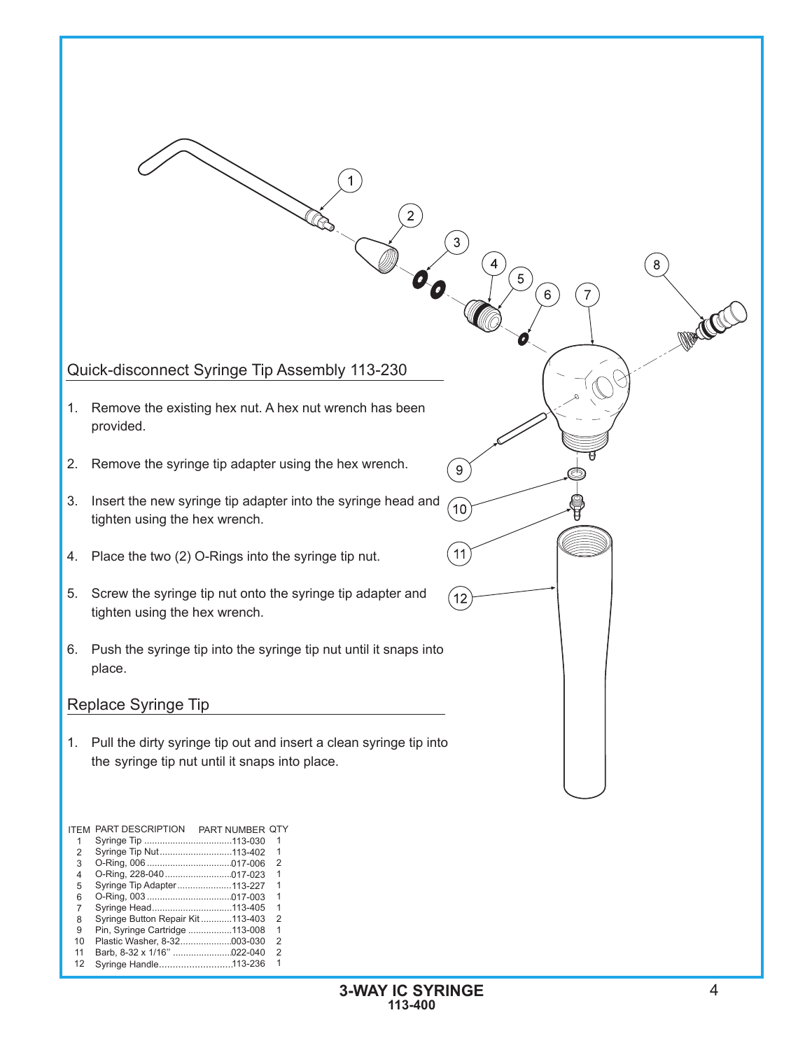## Quick-disconnect Syringe Tip Assembly 113-230

1. Remove the existing hex nut. A hex nut wrench has been provided.
2. Remove the syringe tip adapter using the hex wrench.
3. Insert the new syringe tip adapter into the syringe head and tighten using the hex wrench.
4. Place the two (2) O-Rings into the syringe tip nut.
5. Screw the syringe tip nut onto the syringe tip adapter and tighten using the hex wrench.
6. Push the syringe tip into the syringe tip nut until it snaps into place.

## Replace Syringe Tip

1. Pull the dirty syringe tip out and insert a clean syringe tip into the syringe tip nut until it snaps into place.

| ITEM | PART DESCRIPTION | PART NUMBER | QTY |
|---|---|---|---|
| 1 | Syringe Tip | 113-030 | 1 |
| 2 | Syringe Tip Nut | 113-402 | 1 |
| 3 | O-Ring, 006 | 017-006 | 2 |
| 4 | O-Ring, 228-040 | 017-023 | 1 |
| 5 | Syringe Tip Adapter | 113-227 | 1 |
| 6 | O-Ring, 003 | 017-003 | 1 |
| 7 | Syringe Head | 113-405 | 1 |
| 8 | Syringe Button Repair Kit | 113-403 | 2 |
| 9 | Pin, Syringe Cartridge | 113-008 | 1 |
| 10 | Plastic Washer, 8-32 | 003-030 | 2 |
| 11 | Barb, 8-32 x 1/16" | 022-040 | 2 |
| 12 | Syringe Handle | 113-236 | 1 |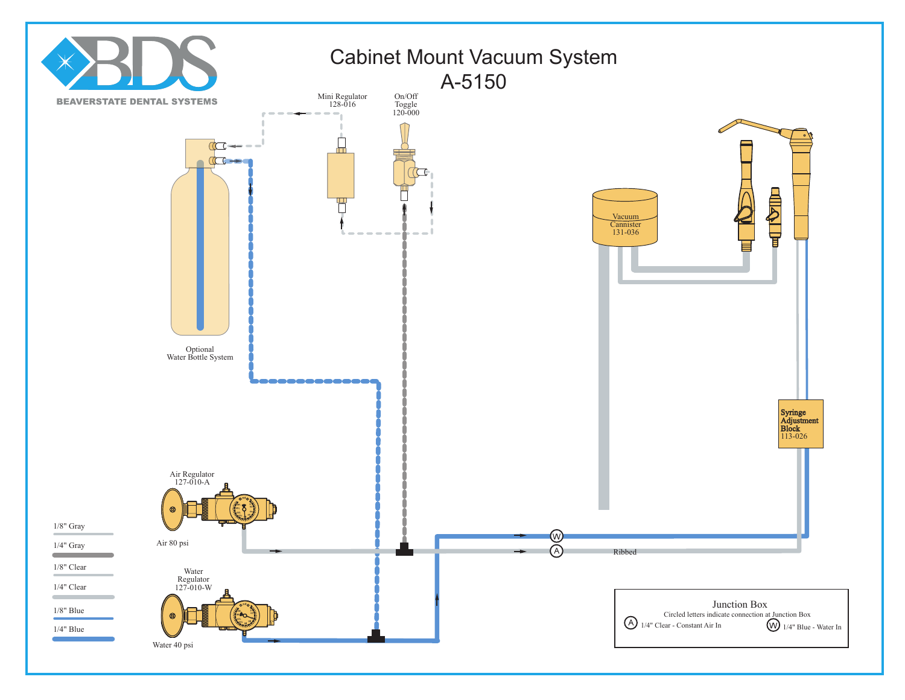# Cabinet Mount Vacuum System

## A-5150

BEAVERSTATE DENTAL SYSTEMS

Mini Regulator
128-016

On/Off
Toggle
120-000

Optional
Water Bottle System

Vacuum
Cannister
131-036

Syringe
Adjustment
Block
113-026

Air Regulator
127-010-A

Air 80 psi

Water
Regulator
127-010-W

Water 40 psi

Ribbed

| Line | Type |
|---|---|
| 1/8" Gray | |
| 1/4" Gray | |
| 1/8" Clear | |
| 1/4" Clear | |
| 1/8" Blue | |
| 1/4" Blue | |

**Junction Box**

Circled letters indicate connection at Junction Box

- (A) 1/4" Clear - Constant Air In
- (W) 1/4" Blue - Water In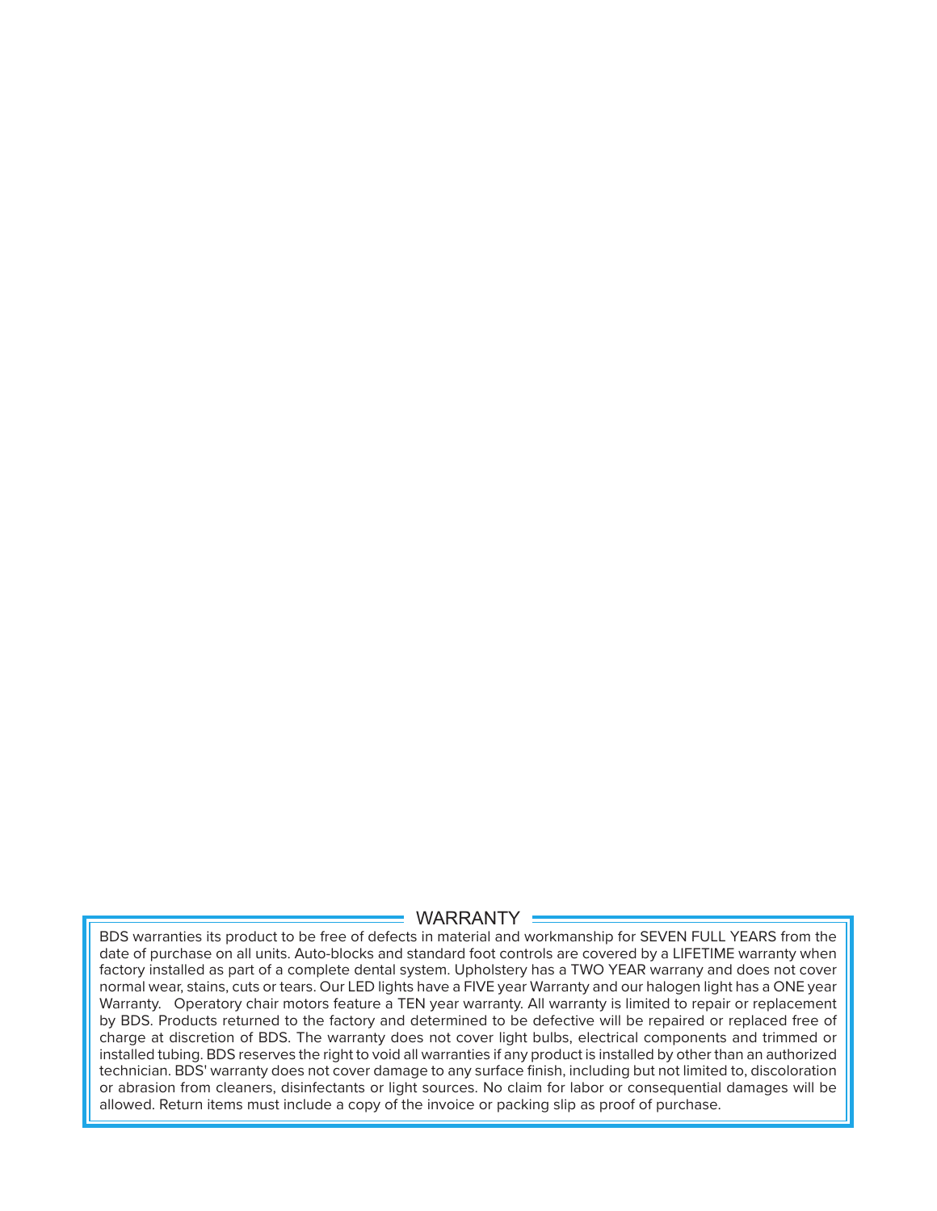## WARRANTY

BDS warranties its product to be free of defects in material and workmanship for SEVEN FULL YEARS from the date of purchase on all units. Auto-blocks and standard foot controls are covered by a LIFETIME warranty when factory installed as part of a complete dental system. Upholstery has a TWO YEAR warrany and does not cover normal wear, stains, cuts or tears. Our LED lights have a FIVE year Warranty and our halogen light has a ONE year Warranty. Operatory chair motors feature a TEN year warranty. All warranty is limited to repair or replacement by BDS. Products returned to the factory and determined to be defective will be repaired or replaced free of charge at discretion of BDS. The warranty does not cover light bulbs, electrical components and trimmed or installed tubing. BDS reserves the right to void all warranties if any product is installed by other than an authorized technician. BDS' warranty does not cover damage to any surface finish, including but not limited to, discoloration or abrasion from cleaners, disinfectants or light sources. No claim for labor or consequential damages will be allowed. Return items must include a copy of the invoice or packing slip as proof of purchase.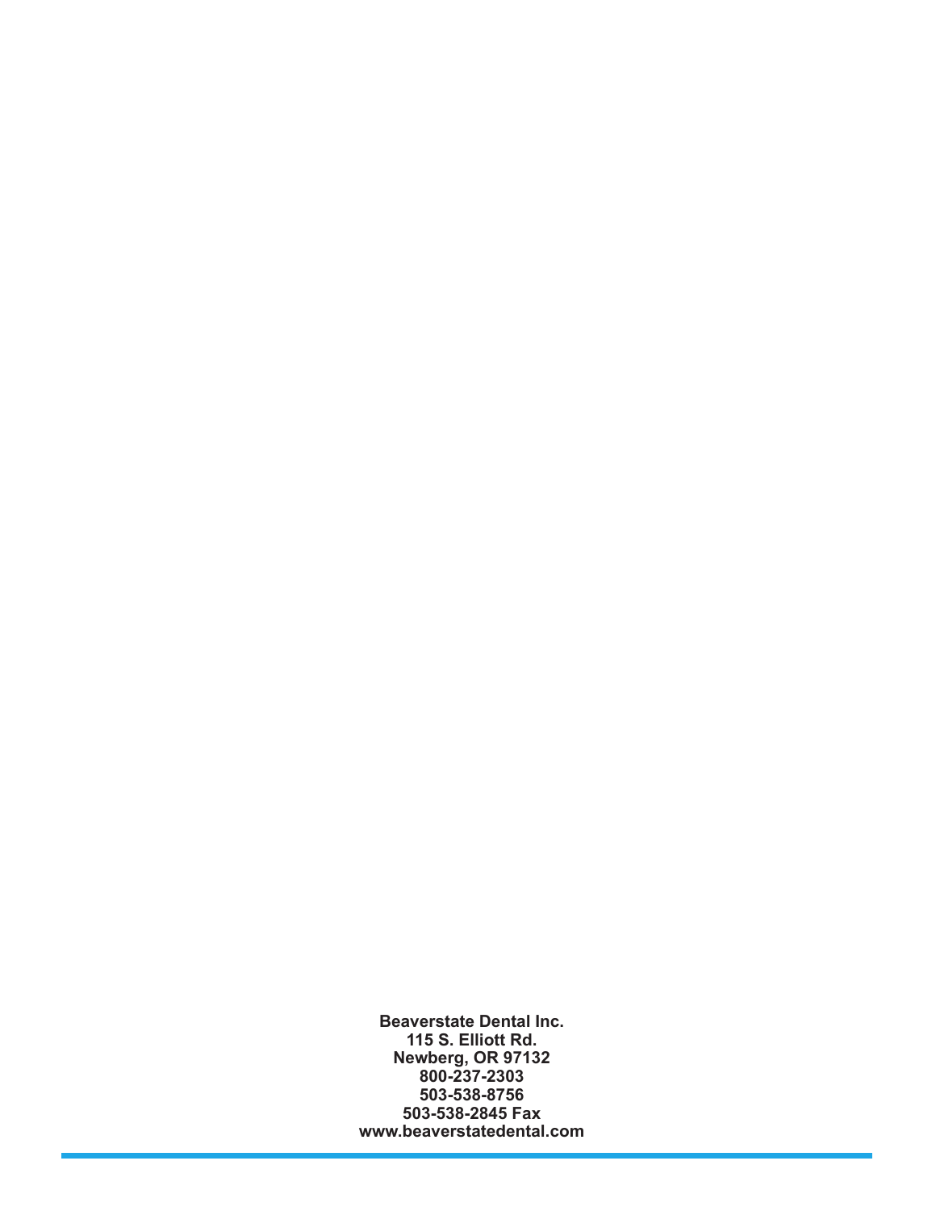**Beaverstate Dental Inc.**
**115 S. Elliott Rd.**
**Newberg, OR 97132**
**800-237-2303**
**503-538-8756**
**503-538-2845 Fax**
**www.beaverstatedental.com**